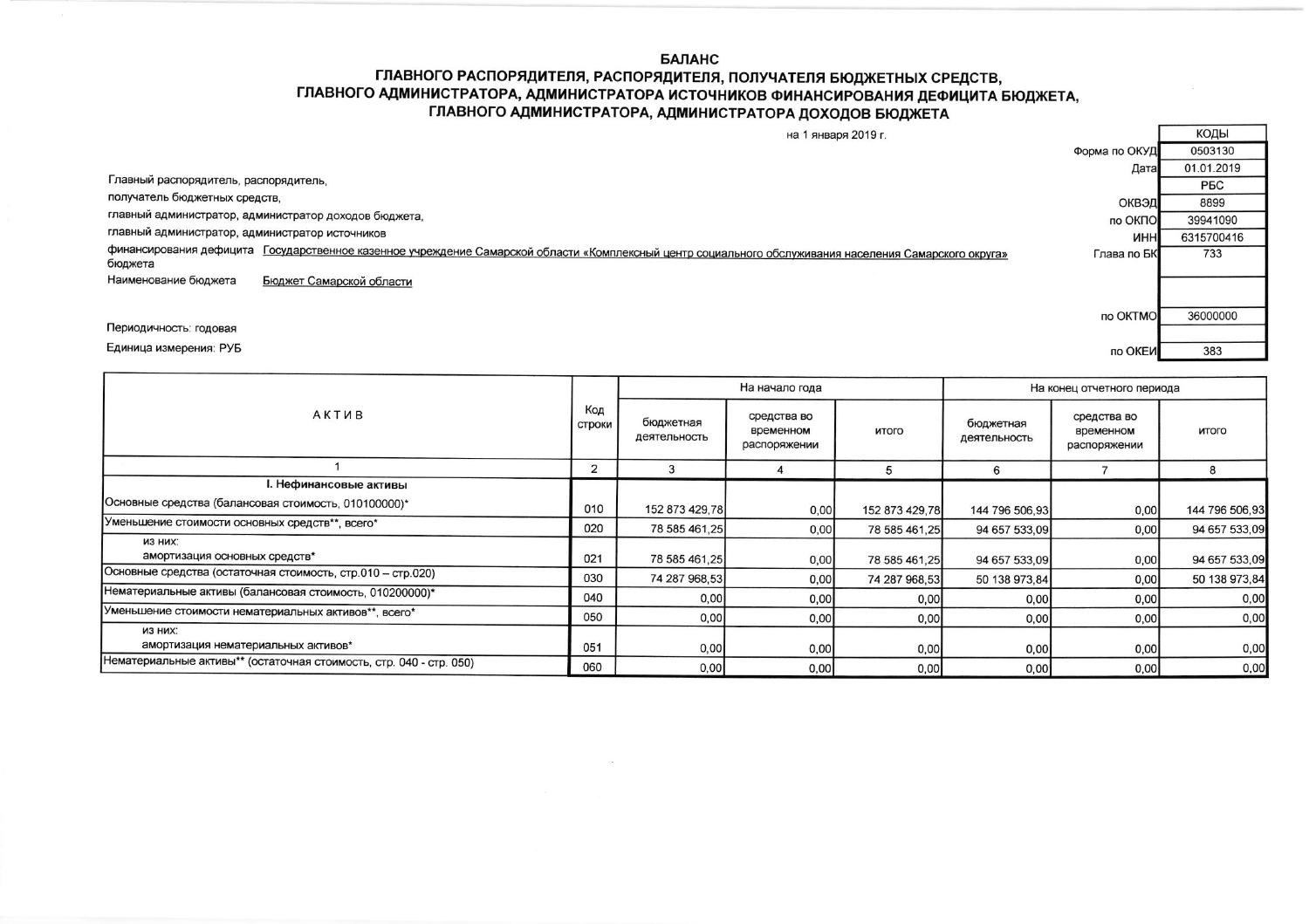# БАЛАНС
## ГЛАВНОГО РАСПОРЯДИТЕЛЯ, РАСПОРЯДИТЕЛЯ, ПОЛУЧАТЕЛЯ БЮДЖЕТНЫХ СРЕДСТВ, ГЛАВНОГО АДМИНИСТРАТОРА, АДМИНИСТРАТОРА ИСТОЧНИКОВ ФИНАНСИРОВАНИЯ ДЕФИЦИТА БЮДЖЕТА, ГЛАВНОГО АДМИНИСТРАТОРА, АДМИНИСТРАТОРА ДОХОДОВ БЮДЖЕТА

на 1 января 2019 г.

| | КОДЫ |
|---|---|
| Форма по ОКУД | 0503130 |
| Дата | 01.01.2019 |
| | РБС |
| ОКВЭД | 8899 |
| по ОКПО | 39941090 |
| ИНН | 6315700416 |
| Глава по БК | 733 |
| | |
| по ОКТМО | 36000000 |
| | |
| по ОКЕИ | 383 |

Главный распорядитель, распорядитель, получатель бюджетных средств, главный администратор, администратор доходов бюджета, главный администратор, администратор источников финансирования дефицита бюджета: Государственное казенное учреждение Самарской области «Комплексный центр социального обслуживания населения Самарского округа»

Наименование бюджета: Бюджет Самарской области

Периодичность: годовая

Единица измерения: РУБ

| АКТИВ | Код строки | На начало года | | | На конец отчетного периода | | |
|---|---|---|---|---|---|---|---|
| | | бюджетная деятельность | средства во временном распоряжении | итого | бюджетная деятельность | средства во временном распоряжении | итого |
| 1 | 2 | 3 | 4 | 5 | 6 | 7 | 8 |
| **I. Нефинансовые активы** | | | | | | | |
| Основные средства (балансовая стоимость, 010100000)* | 010 | 152 873 429,78 | 0,00 | 152 873 429,78 | 144 796 506,93 | 0,00 | 144 796 506,93 |
| Уменьшение стоимости основных средств**, всего* | 020 | 78 585 461,25 | 0,00 | 78 585 461,25 | 94 657 533,09 | 0,00 | 94 657 533,09 |
| из них: амортизация основных средств* | 021 | 78 585 461,25 | 0,00 | 78 585 461,25 | 94 657 533,09 | 0,00 | 94 657 533,09 |
| Основные средства (остаточная стоимость, стр.010 – стр.020) | 030 | 74 287 968,53 | 0,00 | 74 287 968,53 | 50 138 973,84 | 0,00 | 50 138 973,84 |
| Нематериальные активы (балансовая стоимость, 010200000)* | 040 | 0,00 | 0,00 | 0,00 | 0,00 | 0,00 | 0,00 |
| Уменьшение стоимости нематериальных активов**, всего* | 050 | 0,00 | 0,00 | 0,00 | 0,00 | 0,00 | 0,00 |
| из них: амортизация нематериальных активов* | 051 | 0,00 | 0,00 | 0,00 | 0,00 | 0,00 | 0,00 |
| Нематериальные активы** (остаточная стоимость, стр. 040 - стр. 050) | 060 | 0,00 | 0,00 | 0,00 | 0,00 | 0,00 | 0,00 |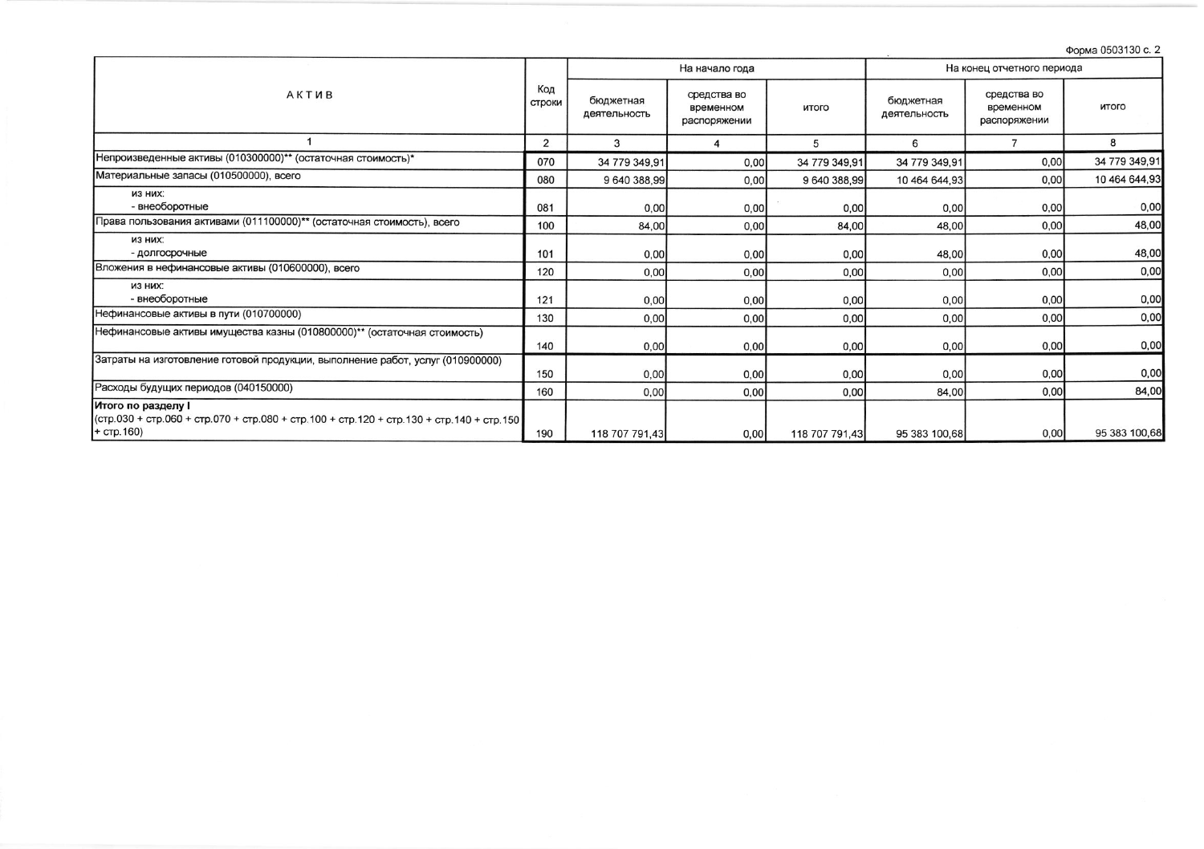Форма 0503130 с. 2

| АКТИВ | Код строки | На начало года | | | На конец отчетного периода | | |
|---|---|---|---|---|---|---|---|
| | | бюджетная деятельность | средства во временном распоряжении | итого | бюджетная деятельность | средства во временном распоряжении | итого |
| 1 | 2 | 3 | 4 | 5 | 6 | 7 | 8 |
| Непроизведенные активы (010300000)** (остаточная стоимость)* | 070 | 34 779 349,91 | 0,00 | 34 779 349,91 | 34 779 349,91 | 0,00 | 34 779 349,91 |
| Материальные запасы (010500000), всего | 080 | 9 640 388,99 | 0,00 | 9 640 388,99 | 10 464 644,93 | 0,00 | 10 464 644,93 |
| из них: - внеоборотные | 081 | 0,00 | 0,00 | 0,00 | 0,00 | 0,00 | 0,00 |
| Права пользования активами (011100000)** (остаточная стоимость), всего | 100 | 84,00 | 0,00 | 84,00 | 48,00 | 0,00 | 48,00 |
| из них: - долгосрочные | 101 | 0,00 | 0,00 | 0,00 | 48,00 | 0,00 | 48,00 |
| Вложения в нефинансовые активы (010600000), всего | 120 | 0,00 | 0,00 | 0,00 | 0,00 | 0,00 | 0,00 |
| из них: - внеоборотные | 121 | 0,00 | 0,00 | 0,00 | 0,00 | 0,00 | 0,00 |
| Нефинансовые активы в пути (010700000) | 130 | 0,00 | 0,00 | 0,00 | 0,00 | 0,00 | 0,00 |
| Нефинансовые активы имущества казны (010800000)** (остаточная стоимость) | 140 | 0,00 | 0,00 | 0,00 | 0,00 | 0,00 | 0,00 |
| Затраты на изготовление готовой продукции, выполнение работ, услуг (010900000) | 150 | 0,00 | 0,00 | 0,00 | 0,00 | 0,00 | 0,00 |
| Расходы будущих периодов (040150000) | 160 | 0,00 | 0,00 | 0,00 | 84,00 | 0,00 | 84,00 |
| **Итого по разделу I** (стр.030 + стр.060 + стр.070 + стр.080 + стр.100 + стр.120 + стр.130 + стр.140 + стр.150 + стр.160) | 190 | 118 707 791,43 | 0,00 | 118 707 791,43 | 95 383 100,68 | 0,00 | 95 383 100,68 |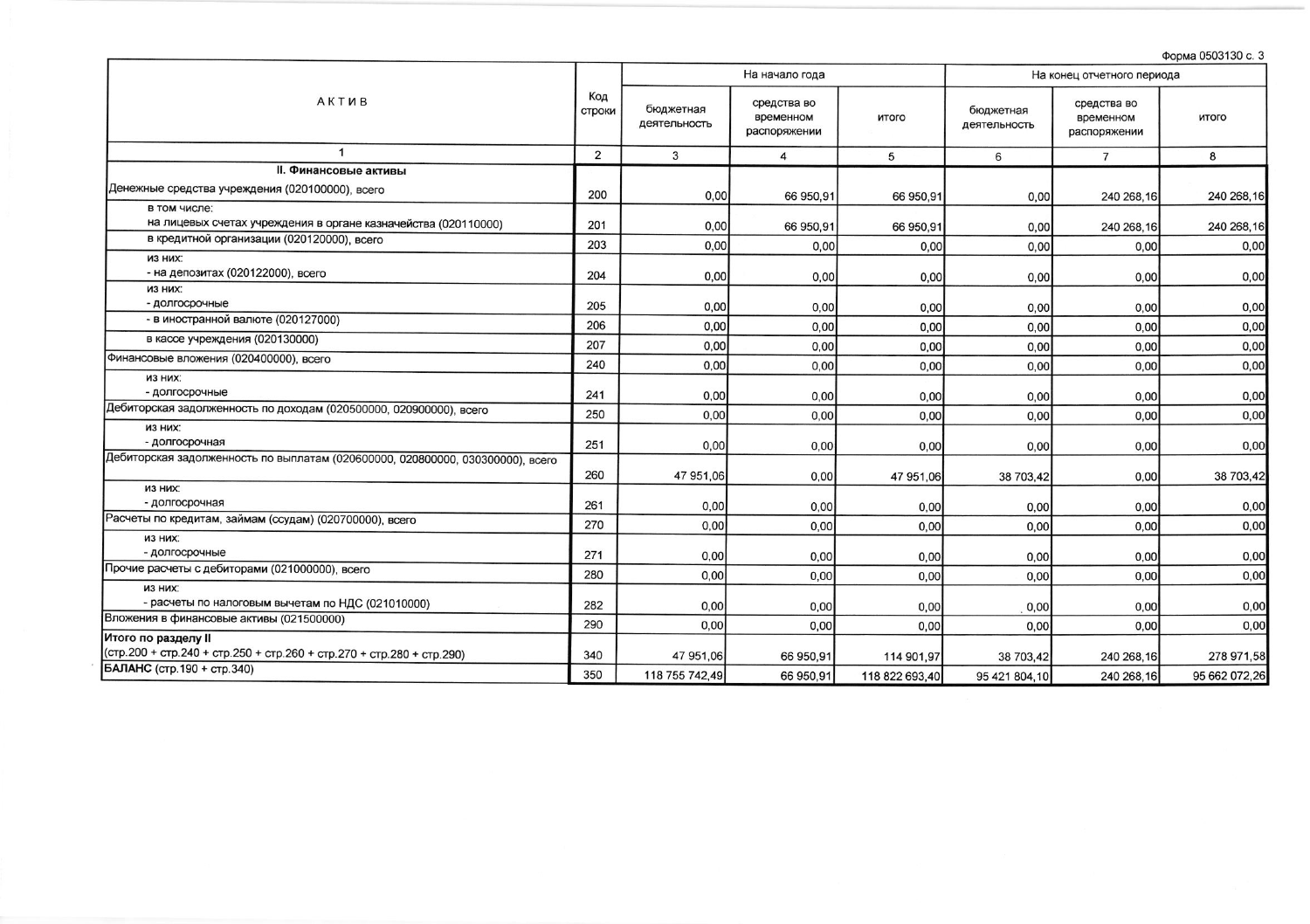Форма 0503130 с. 3

| АКТИВ | Код строки | На начало года | | | На конец отчетного периода | | |
|---|---|---|---|---|---|---|---|
| | | бюджетная деятельность | средства во временном распоряжении | итого | бюджетная деятельность | средства во временном распоряжении | итого |
| 1 | 2 | 3 | 4 | 5 | 6 | 7 | 8 |
| **II. Финансовые активы** | | | | | | | |
| Денежные средства учреждения (020100000), всего | 200 | 0,00 | 66 950,91 | 66 950,91 | 0,00 | 240 268,16 | 240 268,16 |
| в том числе: на лицевых счетах учреждения в органе казначейства (020110000) | 201 | 0,00 | 66 950,91 | 66 950,91 | 0,00 | 240 268,16 | 240 268,16 |
| в кредитной организации (020120000), всего | 203 | 0,00 | 0,00 | 0,00 | 0,00 | 0,00 | 0,00 |
| из них: - на депозитах (020122000), всего | 204 | 0,00 | 0,00 | 0,00 | 0,00 | 0,00 | 0,00 |
| из них: - долгосрочные | 205 | 0,00 | 0,00 | 0,00 | 0,00 | 0,00 | 0,00 |
| - в иностранной валюте (020127000) | 206 | 0,00 | 0,00 | 0,00 | 0,00 | 0,00 | 0,00 |
| в кассе учреждения (020130000) | 207 | 0,00 | 0,00 | 0,00 | 0,00 | 0,00 | 0,00 |
| Финансовые вложения (020400000), всего | 240 | 0,00 | 0,00 | 0,00 | 0,00 | 0,00 | 0,00 |
| из них: - долгосрочные | 241 | 0,00 | 0,00 | 0,00 | 0,00 | 0,00 | 0,00 |
| Дебиторская задолженность по доходам (020500000, 020900000), всего | 250 | 0,00 | 0,00 | 0,00 | 0,00 | 0,00 | 0,00 |
| из них: - долгосрочная | 251 | 0,00 | 0,00 | 0,00 | 0,00 | 0,00 | 0,00 |
| Дебиторская задолженность по выплатам (020600000, 020800000, 030300000), всего | 260 | 47 951,06 | 0,00 | 47 951,06 | 38 703,42 | 0,00 | 38 703,42 |
| из них: - долгосрочная | 261 | 0,00 | 0,00 | 0,00 | 0,00 | 0,00 | 0,00 |
| Расчеты по кредитам, займам (ссудам) (020700000), всего | 270 | 0,00 | 0,00 | 0,00 | 0,00 | 0,00 | 0,00 |
| из них: - долгосрочные | 271 | 0,00 | 0,00 | 0,00 | 0,00 | 0,00 | 0,00 |
| Прочие расчеты с дебиторами (021000000), всего | 280 | 0,00 | 0,00 | 0,00 | 0,00 | 0,00 | 0,00 |
| из них: - расчеты по налоговым вычетам по НДС (021010000) | 282 | 0,00 | 0,00 | 0,00 | 0,00 | 0,00 | 0,00 |
| Вложения в финансовые активы (021500000) | 290 | 0,00 | 0,00 | 0,00 | 0,00 | 0,00 | 0,00 |
| **Итого по разделу II** (стр.200 + стр.240 + стр.250 + стр.260 + стр.270 + стр.280 + стр.290) | 340 | 47 951,06 | 66 950,91 | 114 901,97 | 38 703,42 | 240 268,16 | 278 971,58 |
| **БАЛАНС** (стр.190 + стр.340) | 350 | 118 755 742,49 | 66 950,91 | 118 822 693,40 | 95 421 804,10 | 240 268,16 | 95 662 072,26 |